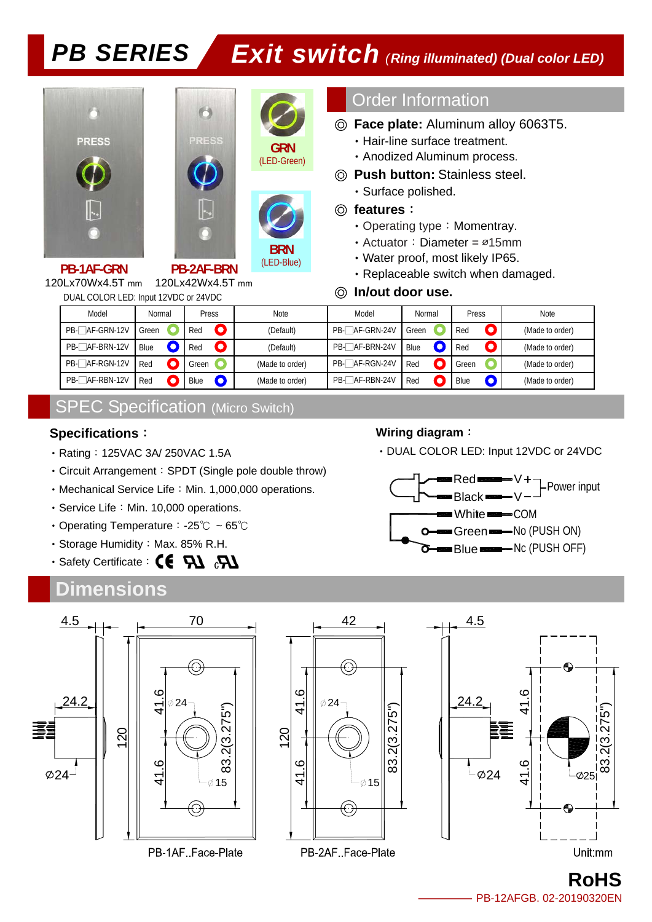# PB SERIES Exit switch *(Ring illuminated) (Dual color LED)*

GRN (LED-Green)

BRN (LED-Blue)

**PB-1AF-GRN** 120Lx70Wx4.5T mm

**PB-2AF-BRN** 120Lx42Wx4.5T mm

DUAL COLOR LED: Input 12VDC or 24VDC

## Order Information

◎ **Face plate:** Aluminum alloy 6063T5.
- Hair-line surface treatment.
- Anodized Aluminum process.

◎ **Push button:** Stainless steel.
- Surface polished.

◎ **features：**
- Operating type：Momentray.
- Actuator：Diameter = ⌀15mm
- Water proof, most likely IP65.
- Replaceable switch when damaged.

◎ **In/out door use.**

| Model | Normal | Press | Note | Model | Normal | Press | Note |
|---|---|---|---|---|---|---|---|
| PB-□AF-GRN-12V | Green | Red | (Default) | PB-□AF-GRN-24V | Green | Red | (Made to order) |
| PB-□AF-BRN-12V | Blue | Red | (Default) | PB-□AF-BRN-24V | Blue | Red | (Made to order) |
| PB-□AF-RGN-12V | Red | Green | (Made to order) | PB-□AF-RGN-24V | Red | Green | (Made to order) |
| PB-□AF-RBN-12V | Red | Blue | (Made to order) | PB-□AF-RBN-24V | Red | Blue | (Made to order) |

## SPEC Specification (Micro Switch)

**Specifications：**
- Rating：125VAC 3A/ 250VAC 1.5A
- Circuit Arrangement：SPDT (Single pole double throw)
- Mechanical Service Life：Min. 1,000,000 operations.
- Service Life：Min. 10,000 operations.
- Operating Temperature：-25℃ ~ 65℃
- Storage Humidity：Max. 85% R.H.
- Safety Certificate：CE UL cUL

**Wiring diagram：**
- DUAL COLOR LED: Input 12VDC or 24VDC

Red — V+ ; Black — V- (Power input)
White — COM
Green — No (PUSH ON)
Blue — Nc (PUSH OFF)

## Dimensions

PB-1AF..Face-Plate

PB-2AF..Face-Plate

Unit:mm

**RoHS**

PB-12AFGB. 02-20190320EN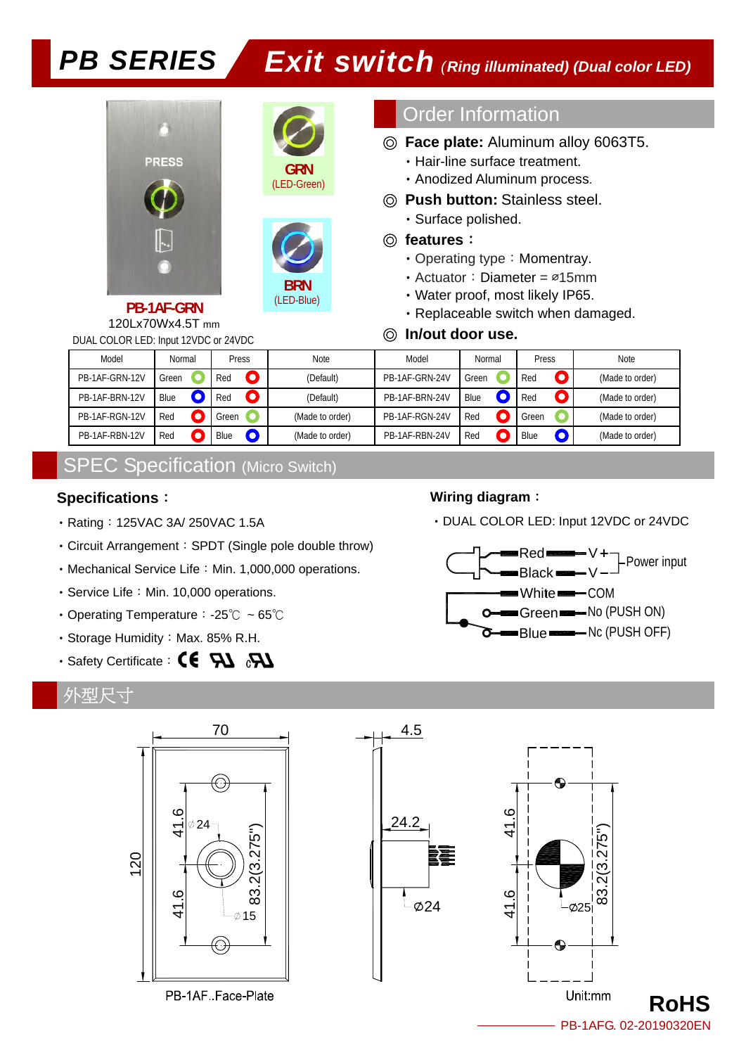# PB SERIES Exit switch (Ring illuminated) (Dual color LED)

**PB-1AF-GRN**
120Lx70Wx4.5T mm
DUAL COLOR LED: Input 12VDC or 24VDC

GRN (LED-Green)

BRN (LED-Blue)

## Order Information

◎ **Face plate:** Aluminum alloy 6063T5.
- Hair-line surface treatment.
- Anodized Aluminum process.

◎ **Push button:** Stainless steel.
- Surface polished.

◎ **features：**
- Operating type：Momentray.
- Actuator：Diameter = ø15mm
- Water proof, most likely IP65.
- Replaceable switch when damaged.

◎ **In/out door use.**

| Model | Normal | Press | Note | Model | Normal | Press | Note |
|---|---|---|---|---|---|---|---|
| PB-1AF-GRN-12V | Green | Red | (Default) | PB-1AF-GRN-24V | Green | Red | (Made to order) |
| PB-1AF-BRN-12V | Blue | Red | (Default) | PB-1AF-BRN-24V | Blue | Red | (Made to order) |
| PB-1AF-RGN-12V | Red | Green | (Made to order) | PB-1AF-RGN-24V | Red | Green | (Made to order) |
| PB-1AF-RBN-12V | Red | Blue | (Made to order) | PB-1AF-RBN-24V | Red | Blue | (Made to order) |

## SPEC Specification (Micro Switch)

**Specifications：**
- Rating：125VAC 3A/ 250VAC 1.5A
- Circuit Arrangement：SPDT (Single pole double throw)
- Mechanical Service Life：Min. 1,000,000 operations.
- Service Life：Min. 10,000 operations.
- Operating Temperature：-25℃ ~ 65℃
- Storage Humidity：Max. 85% R.H.
- Safety Certificate：CE UL cUL

**Wiring diagram：**
- DUAL COLOR LED: Input 12VDC or 24VDC

Red — V+ / Black — V− : Power input
White — COM
Green — No (PUSH ON)
Blue — Nc (PUSH OFF)

## 外型尺寸

70, 120, 41.6, 41.6, ∅24, ∅15, 83.2(3.275")
4.5, 24.2, ∅24
41.6, 41.6, ∅25, 83.2(3.275")

PB-1AF..Face-Plate

Unit:mm

RoHS

PB-1AFG. 02-20190320EN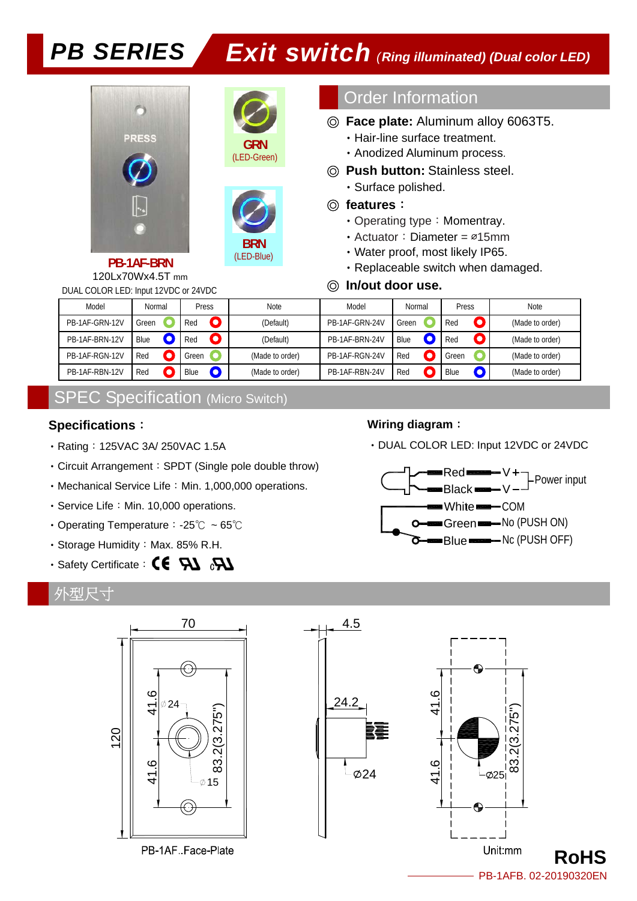# PB SERIES Exit switch (Ring illuminated) (Dual color LED)

PB-1AF-BRN
120Lx70Wx4.5T mm
DUAL COLOR LED: Input 12VDC or 24VDC

GRN (LED-Green)

BRN (LED-Blue)

## Order Information

◎ **Face plate:** Aluminum alloy 6063T5.
- Hair-line surface treatment.
- Anodized Aluminum process.

◎ **Push button:** Stainless steel.
- Surface polished.

◎ **features：**
- Operating type：Momentray.
- Actuator：Diameter = ⌀15mm
- Water proof, most likely IP65.
- Replaceable switch when damaged.

◎ **In/out door use.**

| Model | Normal | Press | Note | Model | Normal | Press | Note |
|---|---|---|---|---|---|---|---|
| PB-1AF-GRN-12V | Green | Red | (Default) | PB-1AF-GRN-24V | Green | Red | (Made to order) |
| PB-1AF-BRN-12V | Blue | Red | (Default) | PB-1AF-BRN-24V | Blue | Red | (Made to order) |
| PB-1AF-RGN-12V | Red | Green | (Made to order) | PB-1AF-RGN-24V | Red | Green | (Made to order) |
| PB-1AF-RBN-12V | Red | Blue | (Made to order) | PB-1AF-RBN-24V | Red | Blue | (Made to order) |

## SPEC Specification (Micro Switch)

**Specifications：**
- Rating：125VAC 3A/ 250VAC 1.5A
- Circuit Arrangement：SPDT (Single pole double throw)
- Mechanical Service Life：Min. 1,000,000 operations.
- Service Life：Min. 10,000 operations.
- Operating Temperature：-25℃ ~ 65℃
- Storage Humidity：Max. 85% R.H.
- Safety Certificate：CE UL cUL

**Wiring diagram：**
- DUAL COLOR LED: Input 12VDC or 24VDC

Red — V+ ; Black — V- (Power input)
White — COM
Green — No (PUSH ON)
Blue — Nc (PUSH OFF)

## 外型尺寸

70; 120; 41.6; 41.6; ⌀24; ⌀15; 83.2(3.275")
PB-1AF..Face-Plate

4.5; 24.2; ⌀24

41.6; 41.6; ⌀25; 83.2(3.275")

Unit:mm

RoHS

PB-1AFB. 02-20190320EN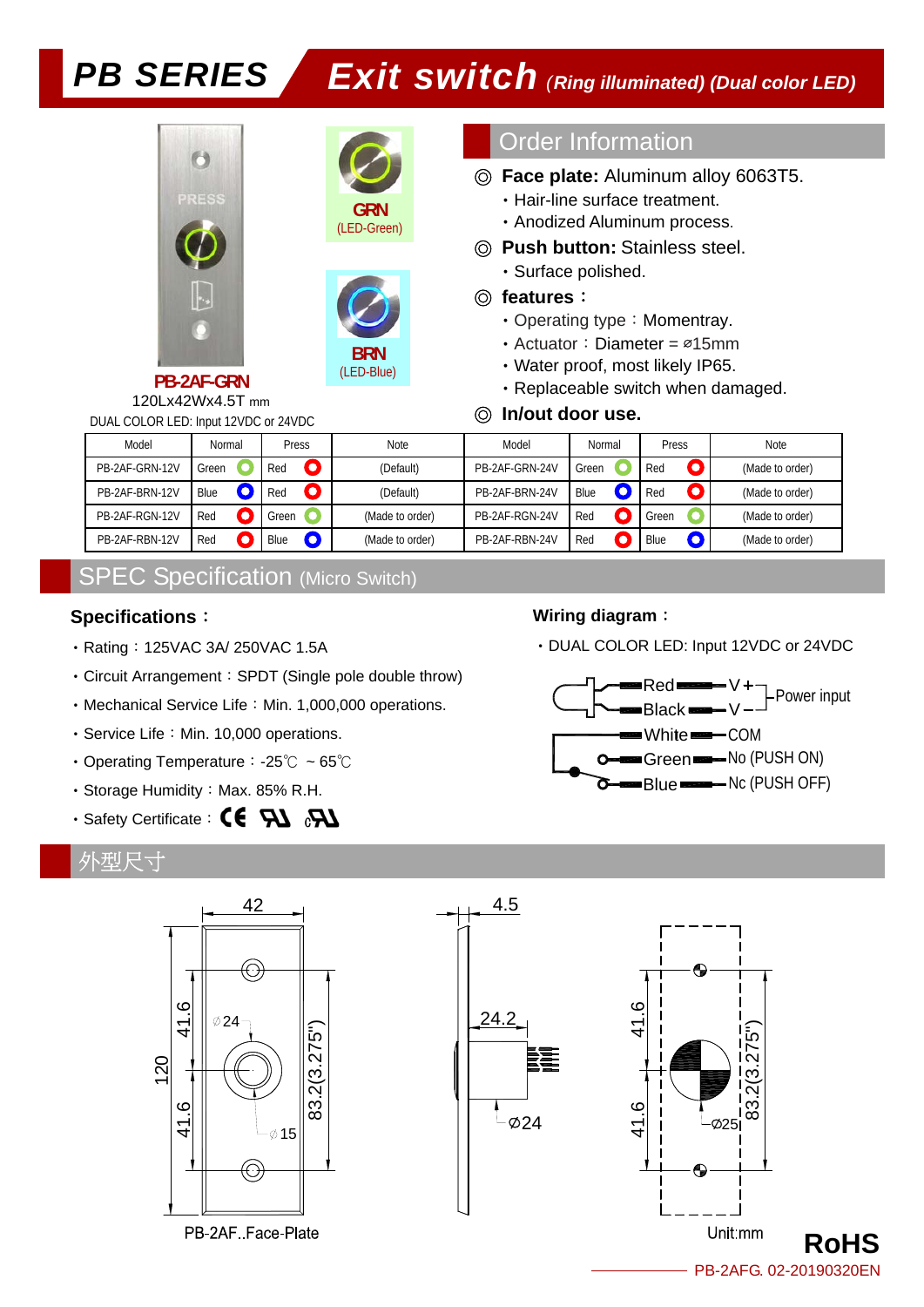# PB SERIES Exit switch (Ring illuminated) (Dual color LED)

GRN (LED-Green)

BRN (LED-Blue)

PB-2AF-GRN

120Lx42Wx4.5T mm

DUAL COLOR LED: Input 12VDC or 24VDC

## Order Information

◎ **Face plate:** Aluminum alloy 6063T5.
- Hair-line surface treatment.
- Anodized Aluminum process.

◎ **Push button:** Stainless steel.
- Surface polished.

◎ **features：**
- Operating type：Momentray.
- Actuator：Diameter = ⌀15mm
- Water proof, most likely IP65.
- Replaceable switch when damaged.

◎ **In/out door use.**

| Model | Normal | Press | Note | Model | Normal | Press | Note |
|---|---|---|---|---|---|---|---|
| PB-2AF-GRN-12V | Green | Red | (Default) | PB-2AF-GRN-24V | Green | Red | (Made to order) |
| PB-2AF-BRN-12V | Blue | Red | (Default) | PB-2AF-BRN-24V | Blue | Red | (Made to order) |
| PB-2AF-RGN-12V | Red | Green | (Made to order) | PB-2AF-RGN-24V | Red | Green | (Made to order) |
| PB-2AF-RBN-12V | Red | Blue | (Made to order) | PB-2AF-RBN-24V | Red | Blue | (Made to order) |

## SPEC Specification (Micro Switch)

**Specifications：**
- Rating：125VAC 3A/ 250VAC 1.5A
- Circuit Arrangement：SPDT (Single pole double throw)
- Mechanical Service Life：Min. 1,000,000 operations.
- Service Life：Min. 10,000 operations.
- Operating Temperature：-25℃ ~ 65℃
- Storage Humidity：Max. 85% R.H.
- Safety Certificate：CE UL cUL

**Wiring diagram：**
- DUAL COLOR LED: Input 12VDC or 24VDC

Red — V+ ; Black — V− (Power input)
White — COM
Green — No (PUSH ON)
Blue — Nc (PUSH OFF)

## 外型尺寸

42; 120; 41.6; 41.6; ⌀24; ⌀15; 83.2(3.275")

PB-2AF..Face-Plate

4.5; 24.2; ⌀24

41.6; 41.6; ⌀25; 83.2(3.275")

Unit:mm

RoHS

PB-2AFG. 02-20190320EN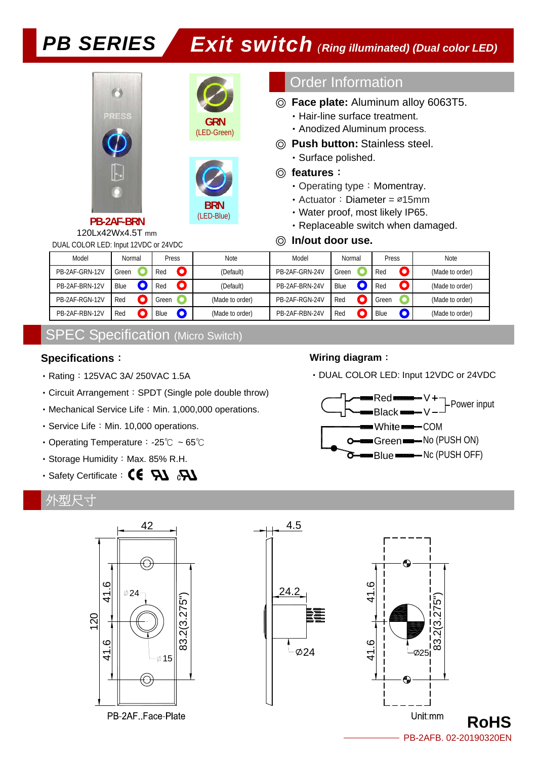# PB SERIES Exit switch (Ring illuminated) (Dual color LED)

GRN
(LED-Green)

BRN
(LED-Blue)

PB-2AF-BRN
120Lx42Wx4.5T mm
DUAL COLOR LED: Input 12VDC or 24VDC

## Order Information

◎ **Face plate:** Aluminum alloy 6063T5.
- Hair-line surface treatment.
- Anodized Aluminum process.

◎ **Push button:** Stainless steel.
- Surface polished.

◎ **features：**
- Operating type：Momentray.
- Actuator：Diameter = ⌀15mm
- Water proof, most likely IP65.
- Replaceable switch when damaged.

◎ **In/out door use.**

| Model | Normal | Press | Note | Model | Normal | Press | Note |
|---|---|---|---|---|---|---|---|
| PB-2AF-GRN-12V | Green | Red | (Default) | PB-2AF-GRN-24V | Green | Red | (Made to order) |
| PB-2AF-BRN-12V | Blue | Red | (Default) | PB-2AF-BRN-24V | Blue | Red | (Made to order) |
| PB-2AF-RGN-12V | Red | Green | (Made to order) | PB-2AF-RGN-24V | Red | Green | (Made to order) |
| PB-2AF-RBN-12V | Red | Blue | (Made to order) | PB-2AF-RBN-24V | Red | Blue | (Made to order) |

## SPEC Specification (Micro Switch)

**Specifications：**
- Rating：125VAC 3A/ 250VAC 1.5A
- Circuit Arrangement：SPDT (Single pole double throw)
- Mechanical Service Life：Min. 1,000,000 operations.
- Service Life：Min. 10,000 operations.
- Operating Temperature：-25℃ ~ 65℃
- Storage Humidity：Max. 85% R.H.
- Safety Certificate：CE UL cUL

**Wiring diagram：**
- DUAL COLOR LED: Input 12VDC or 24VDC

Red — V+
Black — V−
Power input
White — COM
Green — No (PUSH ON)
Blue — Nc (PUSH OFF)

## 外型尺寸

42
41.6
41.6
120
⌀24
⌀15
83.2(3.275")
PB-2AF..Face-Plate

4.5
24.2
⌀24

41.6
41.6
83.2(3.275")
⌀25

Unit:mm

RoHS

PB-2AFB. 02-20190320EN